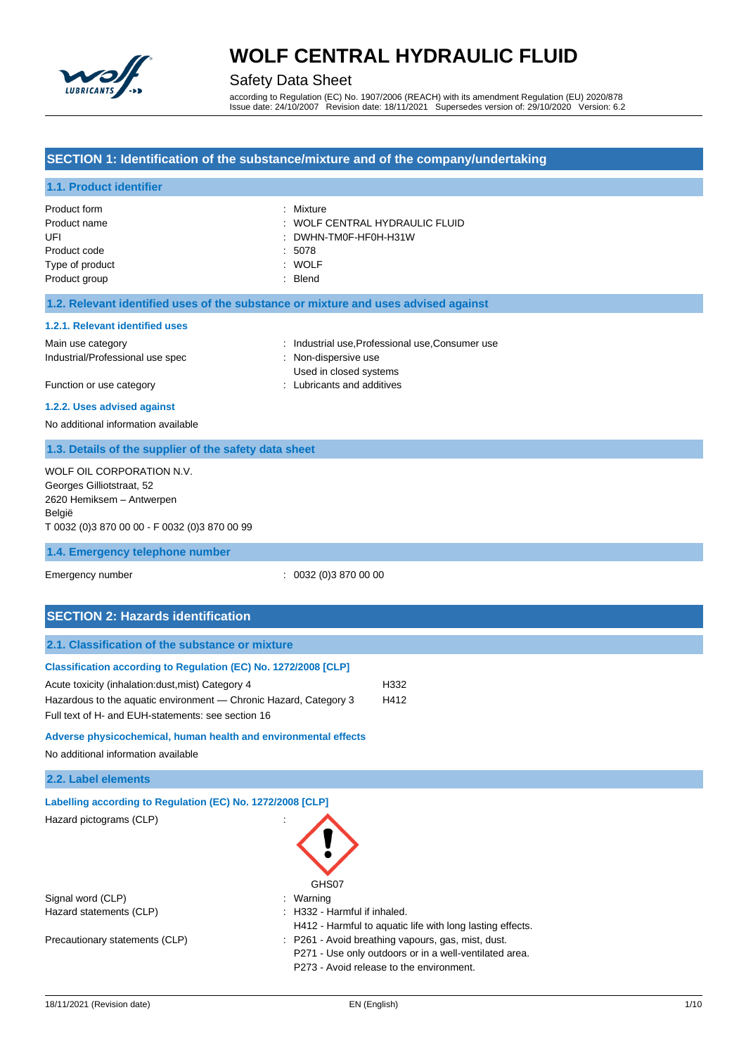# WOLF CENTRAL HYDRAULIC FLUID

Safety Data Sheet

according to Regulation (EC) No. 1907/2006 (REACH) with its amendment Regulation (EU) 2020/878
Issue date: 24/10/2007 Revision date: 18/11/2021 Supersedes version of: 29/10/2020 Version: 6.2

## SECTION 1: Identification of the substance/mixture and of the company/undertaking

### 1.1. Product identifier

| | |
|---|---|
| Product form | : Mixture |
| Product name | : WOLF CENTRAL HYDRAULIC FLUID |
| UFI | : DWHN-TM0F-HF0H-H31W |
| Product code | : 5078 |
| Type of product | : WOLF |
| Product group | : Blend |

### 1.2. Relevant identified uses of the substance or mixture and uses advised against

#### 1.2.1. Relevant identified uses

| | |
|---|---|
| Main use category | : Industrial use,Professional use,Consumer use |
| Industrial/Professional use spec | : Non-dispersive use<br>Used in closed systems |
| Function or use category | : Lubricants and additives |

#### 1.2.2. Uses advised against

No additional information available

### 1.3. Details of the supplier of the safety data sheet

WOLF OIL CORPORATION N.V.
Georges Gilliotstraat, 52
2620 Hemiksem – Antwerpen
België
T 0032 (0)3 870 00 00 - F 0032 (0)3 870 00 99

### 1.4. Emergency telephone number

| | |
|---|---|
| Emergency number | : 0032 (0)3 870 00 00 |

## SECTION 2: Hazards identification

### 2.1. Classification of the substance or mixture

#### Classification according to Regulation (EC) No. 1272/2008 [CLP]

| | |
|---|---|
| Acute toxicity (inhalation:dust,mist) Category 4 | H332 |
| Hazardous to the aquatic environment — Chronic Hazard, Category 3 | H412 |

Full text of H- and EUH-statements: see section 16

#### Adverse physicochemical, human health and environmental effects

No additional information available

### 2.2. Label elements

#### Labelling according to Regulation (EC) No. 1272/2008 [CLP]

| | |
|---|---|
| Hazard pictograms (CLP) | : GHS07 |
| Signal word (CLP) | : Warning |
| Hazard statements (CLP) | : H332 - Harmful if inhaled.<br>H412 - Harmful to aquatic life with long lasting effects. |
| Precautionary statements (CLP) | : P261 - Avoid breathing vapours, gas, mist, dust.<br>P271 - Use only outdoors or in a well-ventilated area.<br>P273 - Avoid release to the environment. |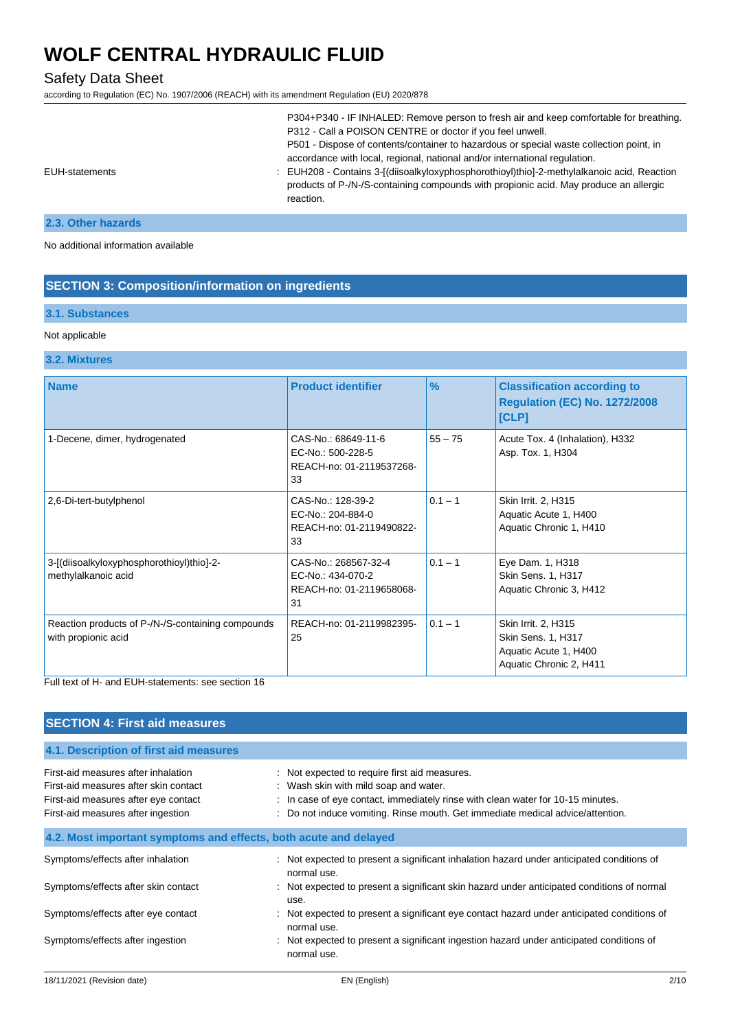P304+P340 - IF INHALED: Remove person to fresh air and keep comfortable for breathing.
P312 - Call a POISON CENTRE or doctor if you feel unwell.
P501 - Dispose of contents/container to hazardous or special waste collection point, in accordance with local, regional, national and/or international regulation.

EUH-statements : EUH208 - Contains 3-[(diisoalkyloxyphosphorothioyl)thio]-2-methylalkanoic acid, Reaction products of P-/N-/S-containing compounds with propionic acid. May produce an allergic reaction.

### 2.3. Other hazards

No additional information available

## SECTION 3: Composition/information on ingredients

### 3.1. Substances

Not applicable

### 3.2. Mixtures

| Name | Product identifier | % | Classification according to Regulation (EC) No. 1272/2008 [CLP] |
|---|---|---|---|
| 1-Decene, dimer, hydrogenated | CAS-No.: 68649-11-6<br>EC-No.: 500-228-5<br>REACH-no: 01-2119537268-33 | 55 – 75 | Acute Tox. 4 (Inhalation), H332<br>Asp. Tox. 1, H304 |
| 2,6-Di-tert-butylphenol | CAS-No.: 128-39-2<br>EC-No.: 204-884-0<br>REACH-no: 01-2119490822-33 | 0.1 – 1 | Skin Irrit. 2, H315<br>Aquatic Acute 1, H400<br>Aquatic Chronic 1, H410 |
| 3-[(diisoalkyloxyphosphorothioyl)thio]-2-methylalkanoic acid | CAS-No.: 268567-32-4<br>EC-No.: 434-070-2<br>REACH-no: 01-2119658068-31 | 0.1 – 1 | Eye Dam. 1, H318<br>Skin Sens. 1, H317<br>Aquatic Chronic 3, H412 |
| Reaction products of P-/N-/S-containing compounds with propionic acid | REACH-no: 01-2119982395-25 | 0.1 – 1 | Skin Irrit. 2, H315<br>Skin Sens. 1, H317<br>Aquatic Acute 1, H400<br>Aquatic Chronic 2, H411 |

Full text of H- and EUH-statements: see section 16

## SECTION 4: First aid measures

### 4.1. Description of first aid measures

First-aid measures after inhalation : Not expected to require first aid measures.
First-aid measures after skin contact : Wash skin with mild soap and water.
First-aid measures after eye contact : In case of eye contact, immediately rinse with clean water for 10-15 minutes.
First-aid measures after ingestion : Do not induce vomiting. Rinse mouth. Get immediate medical advice/attention.

### 4.2. Most important symptoms and effects, both acute and delayed

Symptoms/effects after inhalation : Not expected to present a significant inhalation hazard under anticipated conditions of normal use.
Symptoms/effects after skin contact : Not expected to present a significant skin hazard under anticipated conditions of normal use.
Symptoms/effects after eye contact : Not expected to present a significant eye contact hazard under anticipated conditions of normal use.
Symptoms/effects after ingestion : Not expected to present a significant ingestion hazard under anticipated conditions of normal use.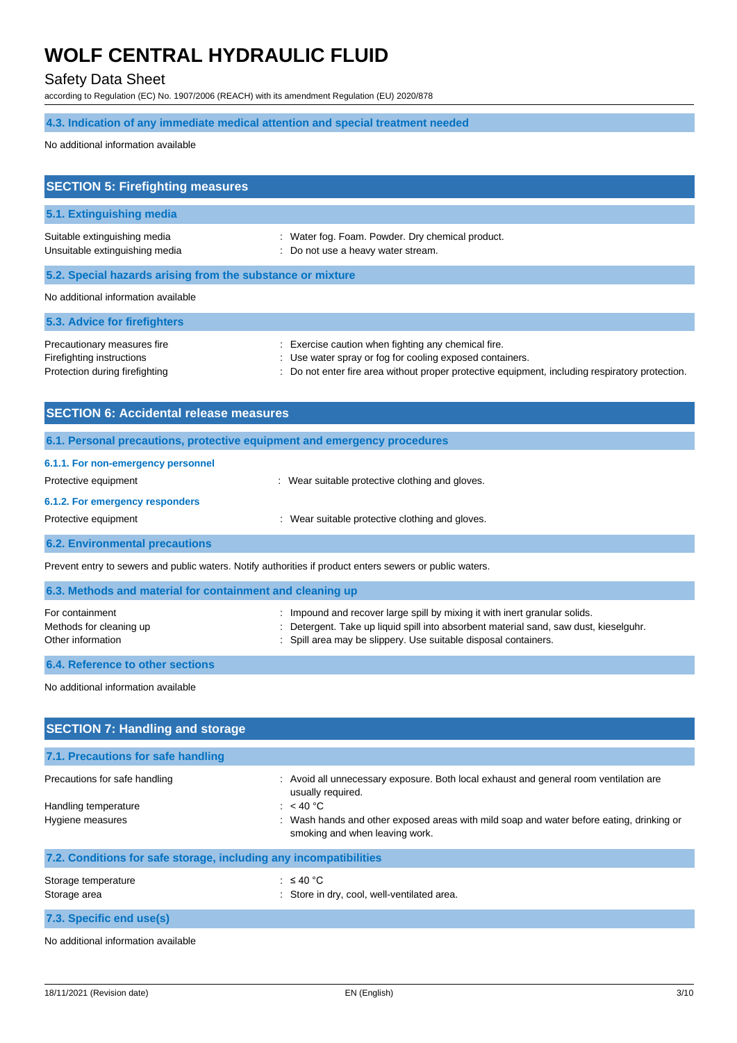### 4.3. Indication of any immediate medical attention and special treatment needed

No additional information available

## SECTION 5: Firefighting measures

### 5.1. Extinguishing media

Suitable extinguishing media : Water fog. Foam. Powder. Dry chemical product.
Unsuitable extinguishing media : Do not use a heavy water stream.

### 5.2. Special hazards arising from the substance or mixture

No additional information available

### 5.3. Advice for firefighters

Precautionary measures fire : Exercise caution when fighting any chemical fire.
Firefighting instructions : Use water spray or fog for cooling exposed containers.
Protection during firefighting : Do not enter fire area without proper protective equipment, including respiratory protection.

## SECTION 6: Accidental release measures

### 6.1. Personal precautions, protective equipment and emergency procedures

#### 6.1.1. For non-emergency personnel

Protective equipment : Wear suitable protective clothing and gloves.

#### 6.1.2. For emergency responders

Protective equipment : Wear suitable protective clothing and gloves.

### 6.2. Environmental precautions

Prevent entry to sewers and public waters. Notify authorities if product enters sewers or public waters.

### 6.3. Methods and material for containment and cleaning up

For containment : Impound and recover large spill by mixing it with inert granular solids.
Methods for cleaning up : Detergent. Take up liquid spill into absorbent material sand, saw dust, kieselguhr.
Other information : Spill area may be slippery. Use suitable disposal containers.

### 6.4. Reference to other sections

No additional information available

## SECTION 7: Handling and storage

### 7.1. Precautions for safe handling

Precautions for safe handling : Avoid all unnecessary exposure. Both local exhaust and general room ventilation are usually required.
Handling temperature : < 40 °C
Hygiene measures : Wash hands and other exposed areas with mild soap and water before eating, drinking or smoking and when leaving work.

### 7.2. Conditions for safe storage, including any incompatibilities

Storage temperature : ≤ 40 °C
Storage area : Store in dry, cool, well-ventilated area.

### 7.3. Specific end use(s)

No additional information available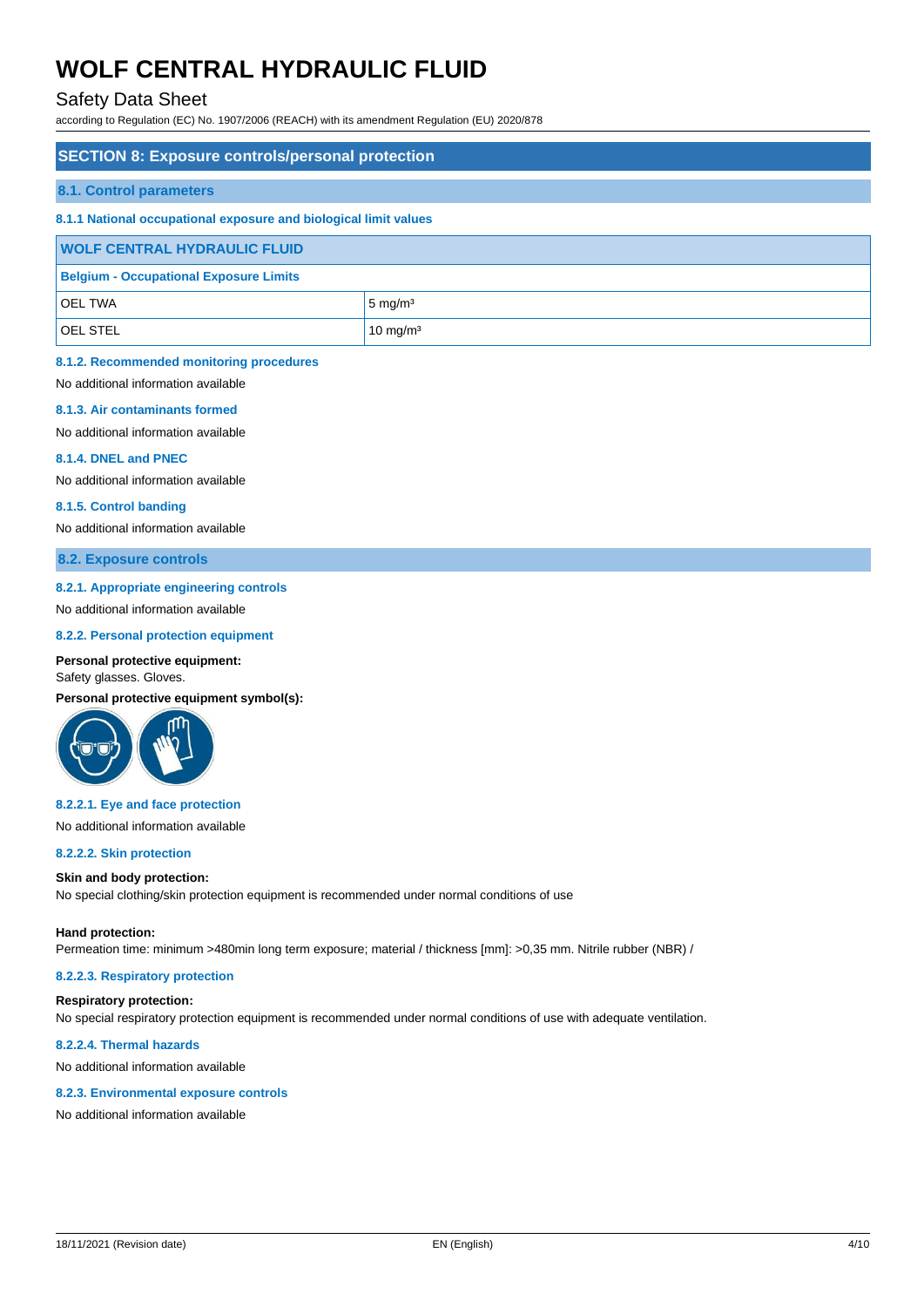## SECTION 8: Exposure controls/personal protection

### 8.1. Control parameters

#### 8.1.1 National occupational exposure and biological limit values

| WOLF CENTRAL HYDRAULIC FLUID | |
|---|---|
| **Belgium - Occupational Exposure Limits** | |
| OEL TWA | 5 mg/m³ |
| OEL STEL | 10 mg/m³ |

#### 8.1.2. Recommended monitoring procedures

No additional information available

#### 8.1.3. Air contaminants formed

No additional information available

#### 8.1.4. DNEL and PNEC

No additional information available

#### 8.1.5. Control banding

No additional information available

### 8.2. Exposure controls

#### 8.2.1. Appropriate engineering controls

No additional information available

#### 8.2.2. Personal protection equipment

**Personal protective equipment:**

Safety glasses. Gloves.

**Personal protective equipment symbol(s):**

##### 8.2.2.1. Eye and face protection

No additional information available

##### 8.2.2.2. Skin protection

**Skin and body protection:**

No special clothing/skin protection equipment is recommended under normal conditions of use

**Hand protection:**

Permeation time: minimum >480min long term exposure; material / thickness [mm]: >0,35 mm. Nitrile rubber (NBR) /

##### 8.2.2.3. Respiratory protection

**Respiratory protection:**

No special respiratory protection equipment is recommended under normal conditions of use with adequate ventilation.

##### 8.2.2.4. Thermal hazards

No additional information available

#### 8.2.3. Environmental exposure controls

No additional information available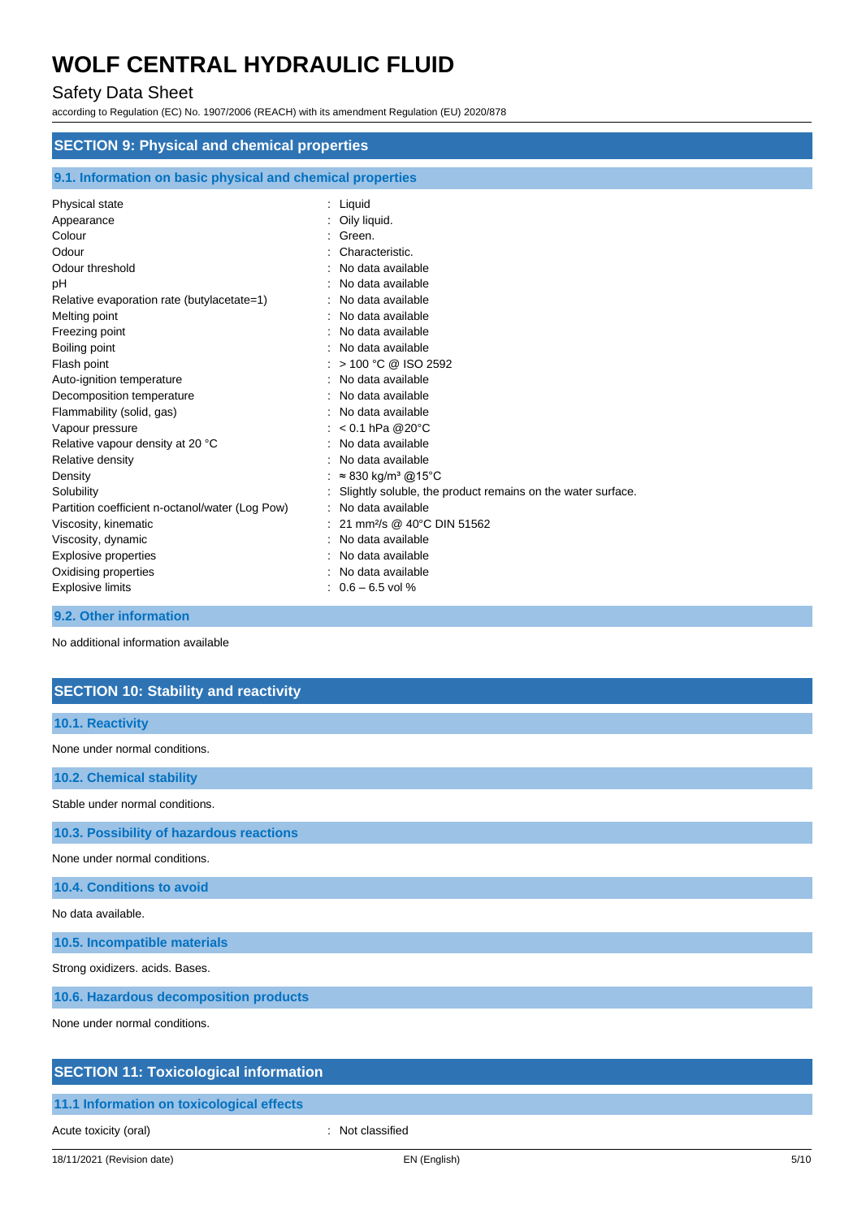## SECTION 9: Physical and chemical properties

### 9.1. Information on basic physical and chemical properties

| | |
|---|---|
| Physical state | : Liquid |
| Appearance | : Oily liquid. |
| Colour | : Green. |
| Odour | : Characteristic. |
| Odour threshold | : No data available |
| pH | : No data available |
| Relative evaporation rate (butylacetate=1) | : No data available |
| Melting point | : No data available |
| Freezing point | : No data available |
| Boiling point | : No data available |
| Flash point | : > 100 °C @ ISO 2592 |
| Auto-ignition temperature | : No data available |
| Decomposition temperature | : No data available |
| Flammability (solid, gas) | : No data available |
| Vapour pressure | : < 0.1 hPa @20°C |
| Relative vapour density at 20 °C | : No data available |
| Relative density | : No data available |
| Density | : ≈ 830 kg/m³ @15°C |
| Solubility | : Slightly soluble, the product remains on the water surface. |
| Partition coefficient n-octanol/water (Log Pow) | : No data available |
| Viscosity, kinematic | : 21 mm²/s @ 40°C DIN 51562 |
| Viscosity, dynamic | : No data available |
| Explosive properties | : No data available |
| Oxidising properties | : No data available |
| Explosive limits | : 0.6 – 6.5 vol % |

### 9.2. Other information

No additional information available

## SECTION 10: Stability and reactivity

### 10.1. Reactivity

None under normal conditions.

### 10.2. Chemical stability

Stable under normal conditions.

### 10.3. Possibility of hazardous reactions

None under normal conditions.

### 10.4. Conditions to avoid

No data available.

### 10.5. Incompatible materials

Strong oxidizers. acids. Bases.

### 10.6. Hazardous decomposition products

None under normal conditions.

## SECTION 11: Toxicological information

### 11.1 Information on toxicological effects

| | |
|---|---|
| Acute toxicity (oral) | : Not classified |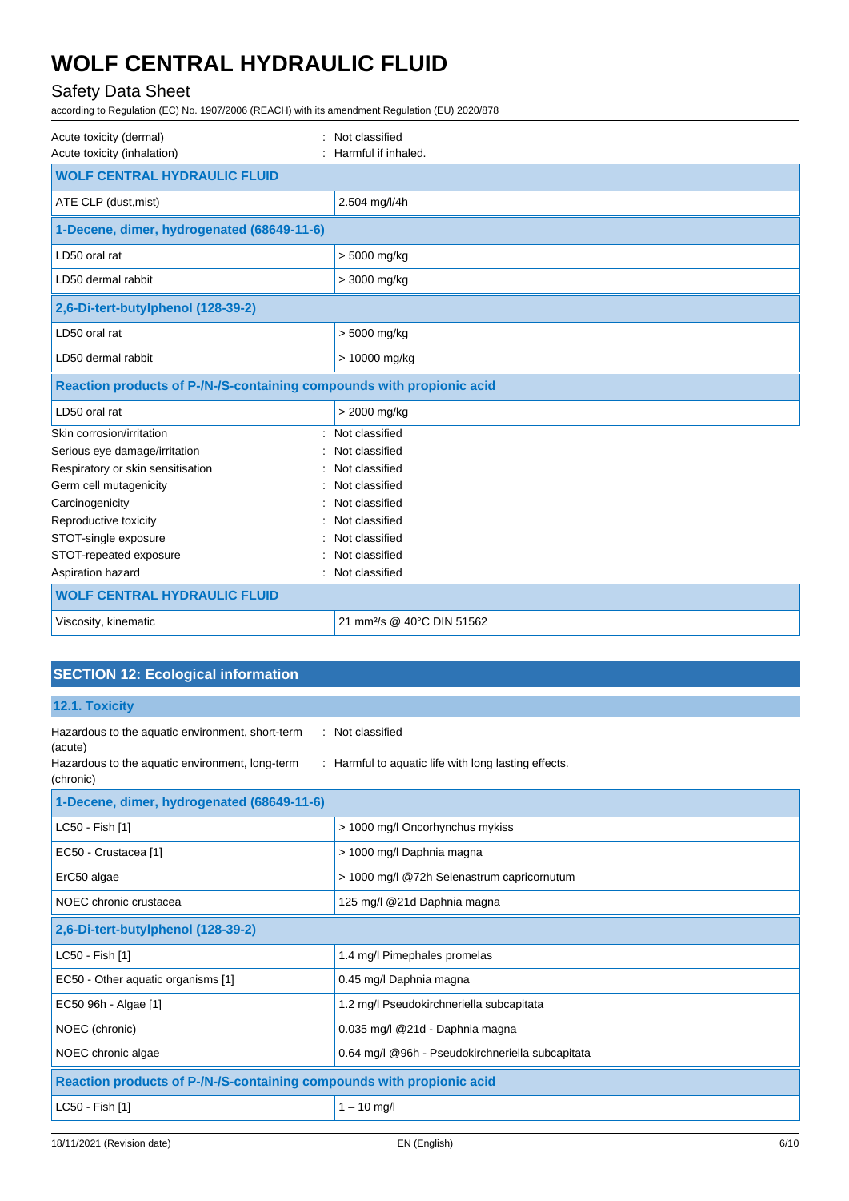Acute toxicity (dermal) : Not classified
Acute toxicity (inhalation) : Harmful if inhaled.

| WOLF CENTRAL HYDRAULIC FLUID | |
|---|---|
| ATE CLP (dust,mist) | 2.504 mg/l/4h |
| **1-Decene, dimer, hydrogenated (68649-11-6)** | |
| LD50 oral rat | > 5000 mg/kg |
| LD50 dermal rabbit | > 3000 mg/kg |
| **2,6-Di-tert-butylphenol (128-39-2)** | |
| LD50 oral rat | > 5000 mg/kg |
| LD50 dermal rabbit | > 10000 mg/kg |
| **Reaction products of P-/N-/S-containing compounds with propionic acid** | |
| LD50 oral rat | > 2000 mg/kg |

Skin corrosion/irritation : Not classified
Serious eye damage/irritation : Not classified
Respiratory or skin sensitisation : Not classified
Germ cell mutagenicity : Not classified
Carcinogenicity : Not classified
Reproductive toxicity : Not classified
STOT-single exposure : Not classified
STOT-repeated exposure : Not classified
Aspiration hazard : Not classified

| WOLF CENTRAL HYDRAULIC FLUID | |
|---|---|
| Viscosity, kinematic | 21 $mm^2/s$ @ 40°C DIN 51562 |

## SECTION 12: Ecological information

### 12.1. Toxicity

Hazardous to the aquatic environment, short-term (acute) : Not classified
Hazardous to the aquatic environment, long-term (chronic) : Harmful to aquatic life with long lasting effects.

| 1-Decene, dimer, hydrogenated (68649-11-6) | |
|---|---|
| LC50 - Fish [1] | > 1000 mg/l Oncorhynchus mykiss |
| EC50 - Crustacea [1] | > 1000 mg/l Daphnia magna |
| ErC50 algae | > 1000 mg/l @72h Selenastrum capricornutum |
| NOEC chronic crustacea | 125 mg/l @21d Daphnia magna |
| **2,6-Di-tert-butylphenol (128-39-2)** | |
| LC50 - Fish [1] | 1.4 mg/l Pimephales promelas |
| EC50 - Other aquatic organisms [1] | 0.45 mg/l Daphnia magna |
| EC50 96h - Algae [1] | 1.2 mg/l Pseudokirchneriella subcapitata |
| NOEC (chronic) | 0.035 mg/l @21d - Daphnia magna |
| NOEC chronic algae | 0.64 mg/l @96h - Pseudokirchneriella subcapitata |
| **Reaction products of P-/N-/S-containing compounds with propionic acid** | |
| LC50 - Fish [1] | 1 – 10 mg/l |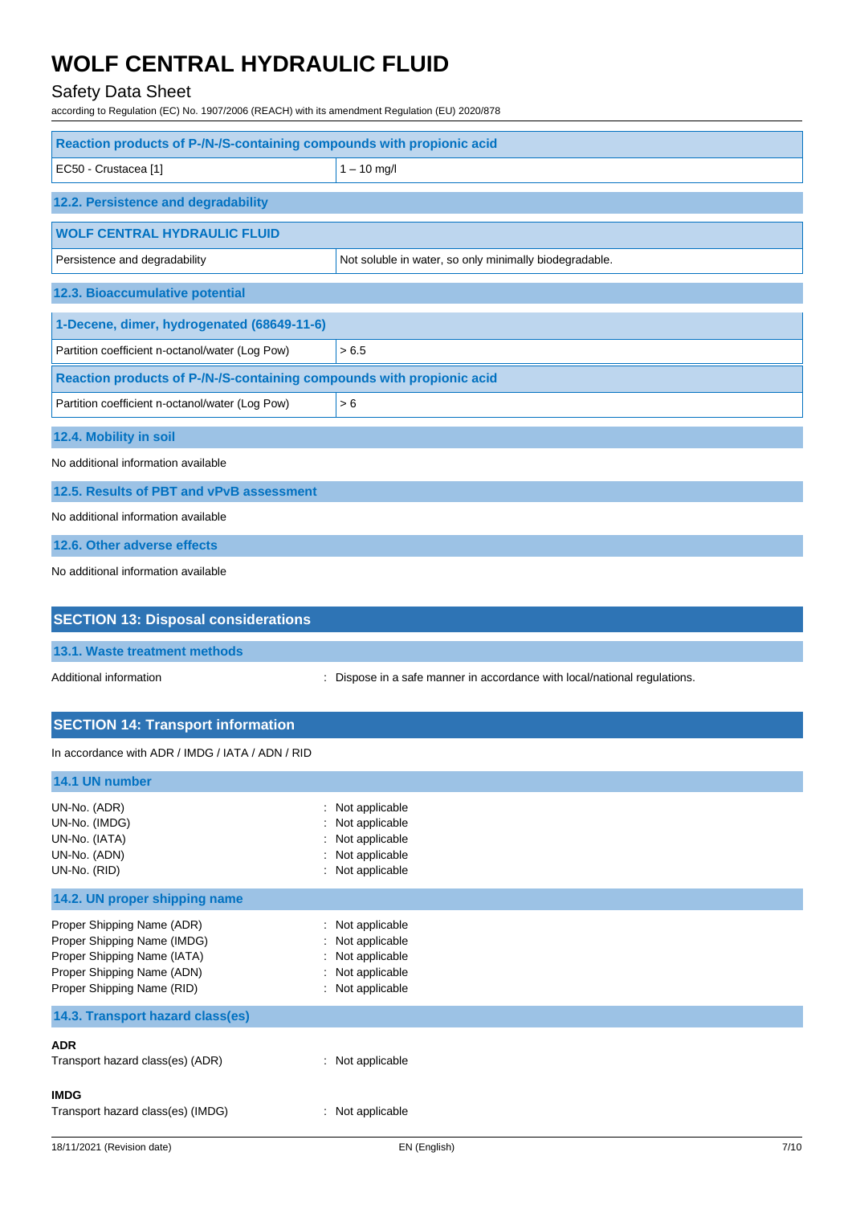| Reaction products of P-/N-/S-containing compounds with propionic acid | |
|---|---|
| EC50 - Crustacea [1] | 1 – 10 mg/l |

### 12.2. Persistence and degradability

| WOLF CENTRAL HYDRAULIC FLUID | |
|---|---|
| Persistence and degradability | Not soluble in water, so only minimally biodegradable. |

### 12.3. Bioaccumulative potential

| 1-Decene, dimer, hydrogenated (68649-11-6) | |
|---|---|
| Partition coefficient n-octanol/water (Log Pow) | > 6.5 |
| **Reaction products of P-/N-/S-containing compounds with propionic acid** | |
| Partition coefficient n-octanol/water (Log Pow) | > 6 |

### 12.4. Mobility in soil

No additional information available

### 12.5. Results of PBT and vPvB assessment

No additional information available

### 12.6. Other adverse effects

No additional information available

## SECTION 13: Disposal considerations

### 13.1. Waste treatment methods

Additional information : Dispose in a safe manner in accordance with local/national regulations.

## SECTION 14: Transport information

In accordance with ADR / IMDG / IATA / ADN / RID

### 14.1 UN number

UN-No. (ADR) : Not applicable
UN-No. (IMDG) : Not applicable
UN-No. (IATA) : Not applicable
UN-No. (ADN) : Not applicable
UN-No. (RID) : Not applicable

### 14.2. UN proper shipping name

Proper Shipping Name (ADR) : Not applicable
Proper Shipping Name (IMDG) : Not applicable
Proper Shipping Name (IATA) : Not applicable
Proper Shipping Name (ADN) : Not applicable
Proper Shipping Name (RID) : Not applicable

### 14.3. Transport hazard class(es)

**ADR**

Transport hazard class(es) (ADR) : Not applicable

**IMDG**

Transport hazard class(es) (IMDG) : Not applicable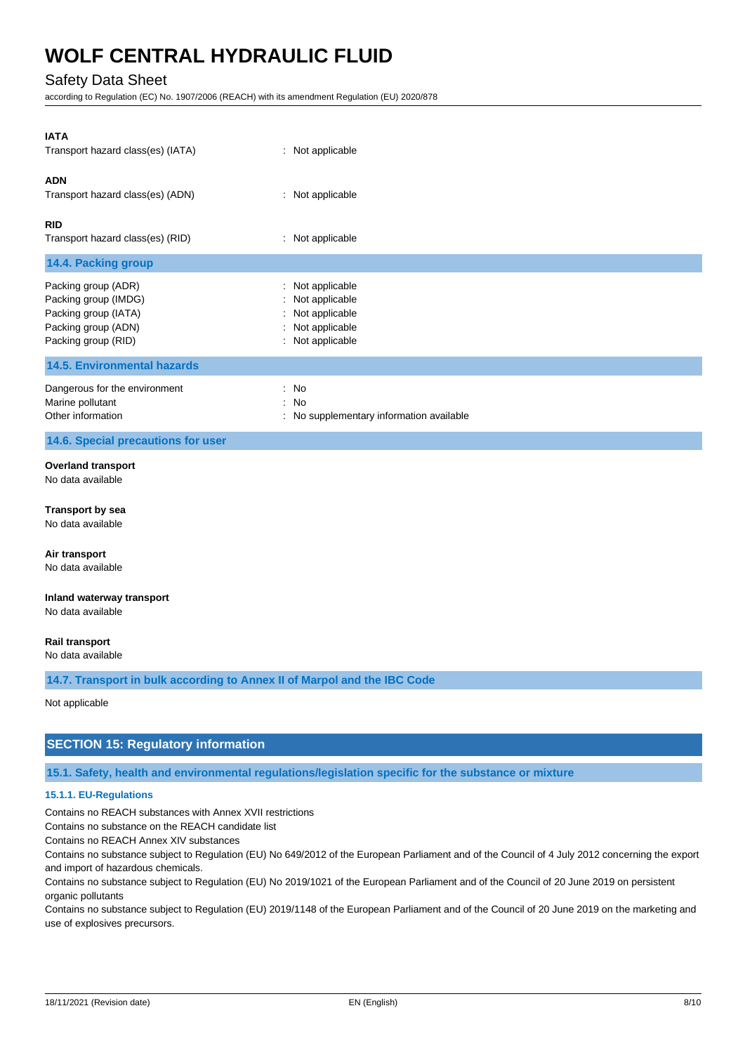**IATA**

Transport hazard class(es) (IATA) : Not applicable

**ADN**

Transport hazard class(es) (ADN) : Not applicable

**RID**

Transport hazard class(es) (RID) : Not applicable

### 14.4. Packing group

| | |
|---|---|
| Packing group (ADR) | : Not applicable |
| Packing group (IMDG) | : Not applicable |
| Packing group (IATA) | : Not applicable |
| Packing group (ADN) | : Not applicable |
| Packing group (RID) | : Not applicable |

### 14.5. Environmental hazards

| | |
|---|---|
| Dangerous for the environment | : No |
| Marine pollutant | : No |
| Other information | : No supplementary information available |

### 14.6. Special precautions for user

**Overland transport**

No data available

**Transport by sea**

No data available

**Air transport**

No data available

**Inland waterway transport**

No data available

**Rail transport**

No data available

### 14.7. Transport in bulk according to Annex II of Marpol and the IBC Code

Not applicable

## SECTION 15: Regulatory information

### 15.1. Safety, health and environmental regulations/legislation specific for the substance or mixture

#### 15.1.1. EU-Regulations

Contains no REACH substances with Annex XVII restrictions

Contains no substance on the REACH candidate list

Contains no REACH Annex XIV substances

Contains no substance subject to Regulation (EU) No 649/2012 of the European Parliament and of the Council of 4 July 2012 concerning the export and import of hazardous chemicals.

Contains no substance subject to Regulation (EU) No 2019/1021 of the European Parliament and of the Council of 20 June 2019 on persistent organic pollutants

Contains no substance subject to Regulation (EU) 2019/1148 of the European Parliament and of the Council of 20 June 2019 on the marketing and use of explosives precursors.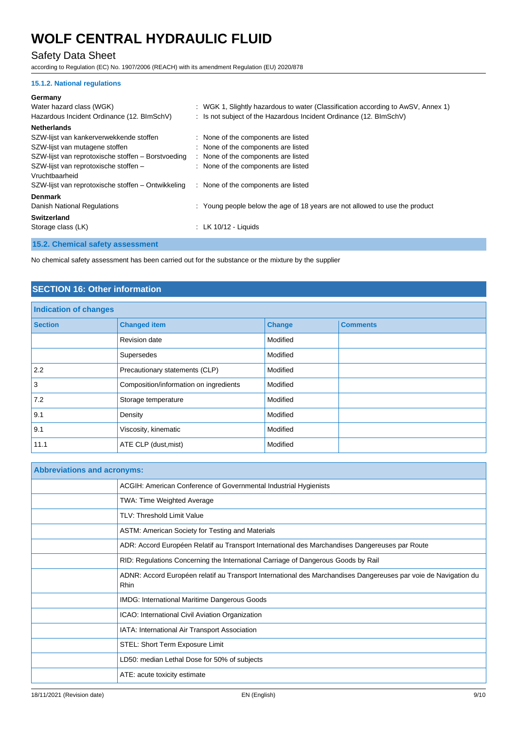#### 15.1.2. National regulations

**Germany**

Water hazard class (WGK) : WGK 1, Slightly hazardous to water (Classification according to AwSV, Annex 1)

Hazardous Incident Ordinance (12. BImSchV) : Is not subject of the Hazardous Incident Ordinance (12. BImSchV)

**Netherlands**

SZW-lijst van kankerverwekkende stoffen : None of the components are listed

SZW-lijst van mutagene stoffen : None of the components are listed

SZW-lijst van reprotoxische stoffen – Borstvoeding : None of the components are listed

SZW-lijst van reprotoxische stoffen – Vruchtbaarheid : None of the components are listed

SZW-lijst van reprotoxische stoffen – Ontwikkeling : None of the components are listed

**Denmark**

Danish National Regulations : Young people below the age of 18 years are not allowed to use the product

**Switzerland**

Storage class (LK) : LK 10/12 - Liquids

### 15.2. Chemical safety assessment

No chemical safety assessment has been carried out for the substance or the mixture by the supplier

## SECTION 16: Other information

**Indication of changes**

| Section | Changed item | Change | Comments |
|---|---|---|---|
| | Revision date | Modified | |
| | Supersedes | Modified | |
| 2.2 | Precautionary statements (CLP) | Modified | |
| 3 | Composition/information on ingredients | Modified | |
| 7.2 | Storage temperature | Modified | |
| 9.1 | Density | Modified | |
| 9.1 | Viscosity, kinematic | Modified | |
| 11.1 | ATE CLP (dust,mist) | Modified | |

**Abbreviations and acronyms:**

| | |
|---|---|
| | ACGIH: American Conference of Governmental Industrial Hygienists |
| | TWA: Time Weighted Average |
| | TLV: Threshold Limit Value |
| | ASTM: American Society for Testing and Materials |
| | ADR: Accord Européen Relatif au Transport International des Marchandises Dangereuses par Route |
| | RID: Regulations Concerning the International Carriage of Dangerous Goods by Rail |
| | ADNR: Accord Européen relatif au Transport International des Marchandises Dangereuses par voie de Navigation du Rhin |
| | IMDG: International Maritime Dangerous Goods |
| | ICAO: International Civil Aviation Organization |
| | IATA: International Air Transport Association |
| | STEL: Short Term Exposure Limit |
| | LD50: median Lethal Dose for 50% of subjects |
| | ATE: acute toxicity estimate |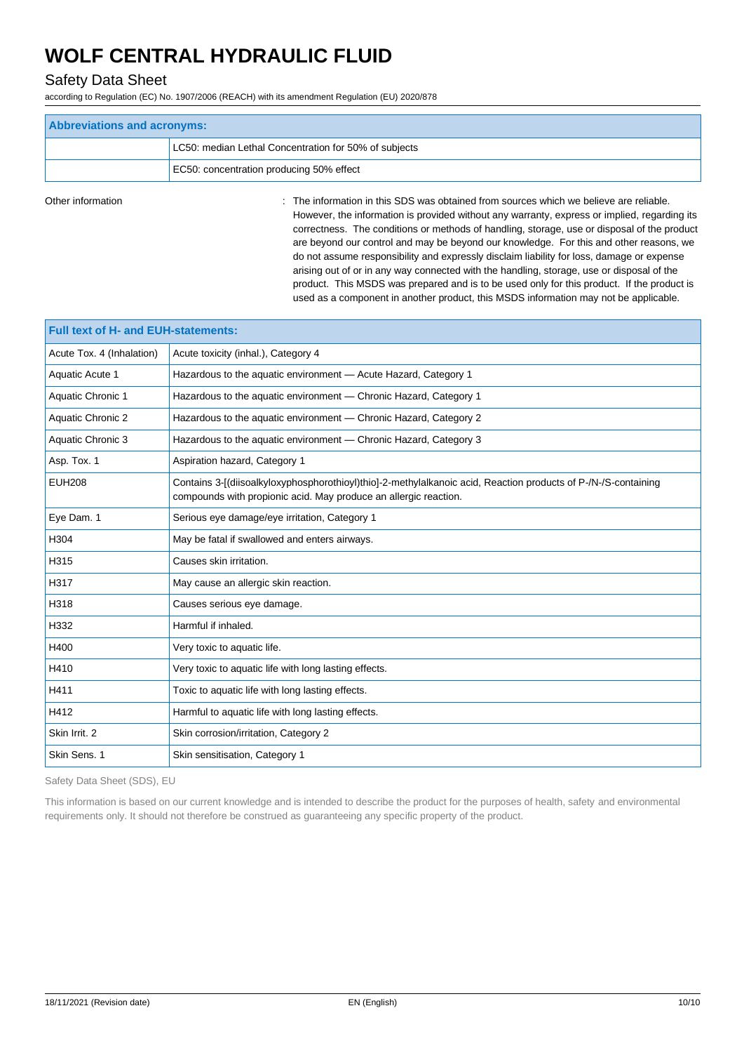| Abbreviations and acronyms: | |
| --- | --- |
| | LC50: median Lethal Concentration for 50% of subjects |
| | EC50: concentration producing 50% effect |

Other information : The information in this SDS was obtained from sources which we believe are reliable. However, the information is provided without any warranty, express or implied, regarding its correctness. The conditions or methods of handling, storage, use or disposal of the product are beyond our control and may be beyond our knowledge. For this and other reasons, we do not assume responsibility and expressly disclaim liability for loss, damage or expense arising out of or in any way connected with the handling, storage, use or disposal of the product. This MSDS was prepared and is to be used only for this product. If the product is used as a component in another product, this MSDS information may not be applicable.

| Full text of H- and EUH-statements: | |
| --- | --- |
| Acute Tox. 4 (Inhalation) | Acute toxicity (inhal.), Category 4 |
| Aquatic Acute 1 | Hazardous to the aquatic environment — Acute Hazard, Category 1 |
| Aquatic Chronic 1 | Hazardous to the aquatic environment — Chronic Hazard, Category 1 |
| Aquatic Chronic 2 | Hazardous to the aquatic environment — Chronic Hazard, Category 2 |
| Aquatic Chronic 3 | Hazardous to the aquatic environment — Chronic Hazard, Category 3 |
| Asp. Tox. 1 | Aspiration hazard, Category 1 |
| EUH208 | Contains 3-[(diisoalkyloxyphosphorothioyl)thio]-2-methylalkanoic acid, Reaction products of P-/N-/S-containing compounds with propionic acid. May produce an allergic reaction. |
| Eye Dam. 1 | Serious eye damage/eye irritation, Category 1 |
| H304 | May be fatal if swallowed and enters airways. |
| H315 | Causes skin irritation. |
| H317 | May cause an allergic skin reaction. |
| H318 | Causes serious eye damage. |
| H332 | Harmful if inhaled. |
| H400 | Very toxic to aquatic life. |
| H410 | Very toxic to aquatic life with long lasting effects. |
| H411 | Toxic to aquatic life with long lasting effects. |
| H412 | Harmful to aquatic life with long lasting effects. |
| Skin Irrit. 2 | Skin corrosion/irritation, Category 2 |
| Skin Sens. 1 | Skin sensitisation, Category 1 |

Safety Data Sheet (SDS), EU

This information is based on our current knowledge and is intended to describe the product for the purposes of health, safety and environmental requirements only. It should not therefore be construed as guaranteeing any specific property of the product.